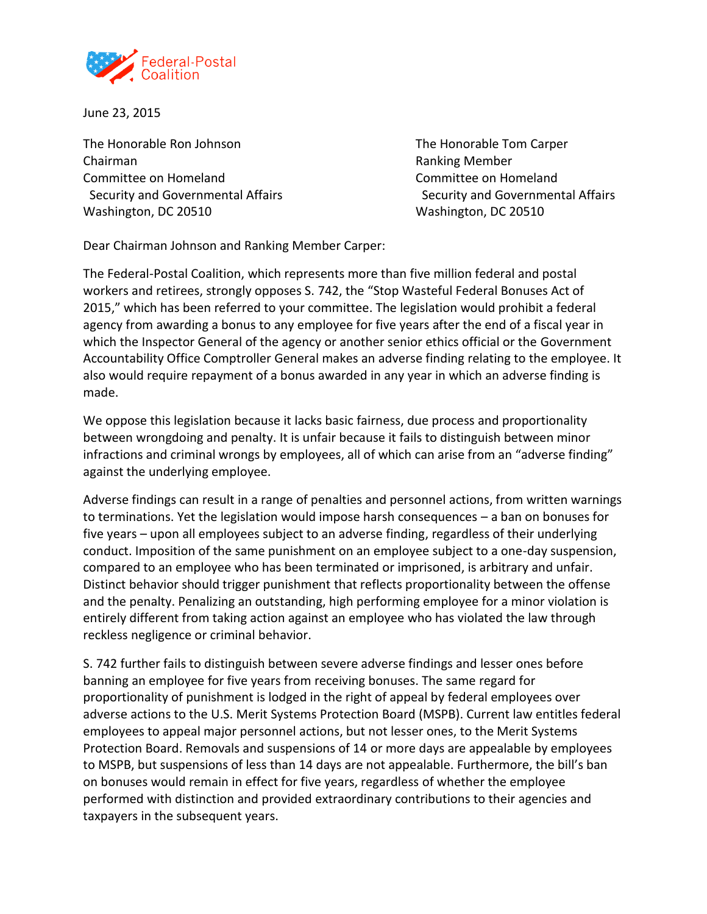Federal-Postal Coalition

June 23, 2015

The Honorable Ron Johnson
Chairman
Committee on Homeland
Security and Governmental Affairs
Washington, DC 20510

The Honorable Tom Carper
Ranking Member
Committee on Homeland
Security and Governmental Affairs
Washington, DC 20510

Dear Chairman Johnson and Ranking Member Carper:

The Federal-Postal Coalition, which represents more than five million federal and postal workers and retirees, strongly opposes S. 742, the "Stop Wasteful Federal Bonuses Act of 2015," which has been referred to your committee. The legislation would prohibit a federal agency from awarding a bonus to any employee for five years after the end of a fiscal year in which the Inspector General of the agency or another senior ethics official or the Government Accountability Office Comptroller General makes an adverse finding relating to the employee. It also would require repayment of a bonus awarded in any year in which an adverse finding is made.

We oppose this legislation because it lacks basic fairness, due process and proportionality between wrongdoing and penalty. It is unfair because it fails to distinguish between minor infractions and criminal wrongs by employees, all of which can arise from an "adverse finding" against the underlying employee.

Adverse findings can result in a range of penalties and personnel actions, from written warnings to terminations. Yet the legislation would impose harsh consequences – a ban on bonuses for five years – upon all employees subject to an adverse finding, regardless of their underlying conduct. Imposition of the same punishment on an employee subject to a one-day suspension, compared to an employee who has been terminated or imprisoned, is arbitrary and unfair. Distinct behavior should trigger punishment that reflects proportionality between the offense and the penalty. Penalizing an outstanding, high performing employee for a minor violation is entirely different from taking action against an employee who has violated the law through reckless negligence or criminal behavior.

S. 742 further fails to distinguish between severe adverse findings and lesser ones before banning an employee for five years from receiving bonuses. The same regard for proportionality of punishment is lodged in the right of appeal by federal employees over adverse actions to the U.S. Merit Systems Protection Board (MSPB). Current law entitles federal employees to appeal major personnel actions, but not lesser ones, to the Merit Systems Protection Board. Removals and suspensions of 14 or more days are appealable by employees to MSPB, but suspensions of less than 14 days are not appealable. Furthermore, the bill's ban on bonuses would remain in effect for five years, regardless of whether the employee performed with distinction and provided extraordinary contributions to their agencies and taxpayers in the subsequent years.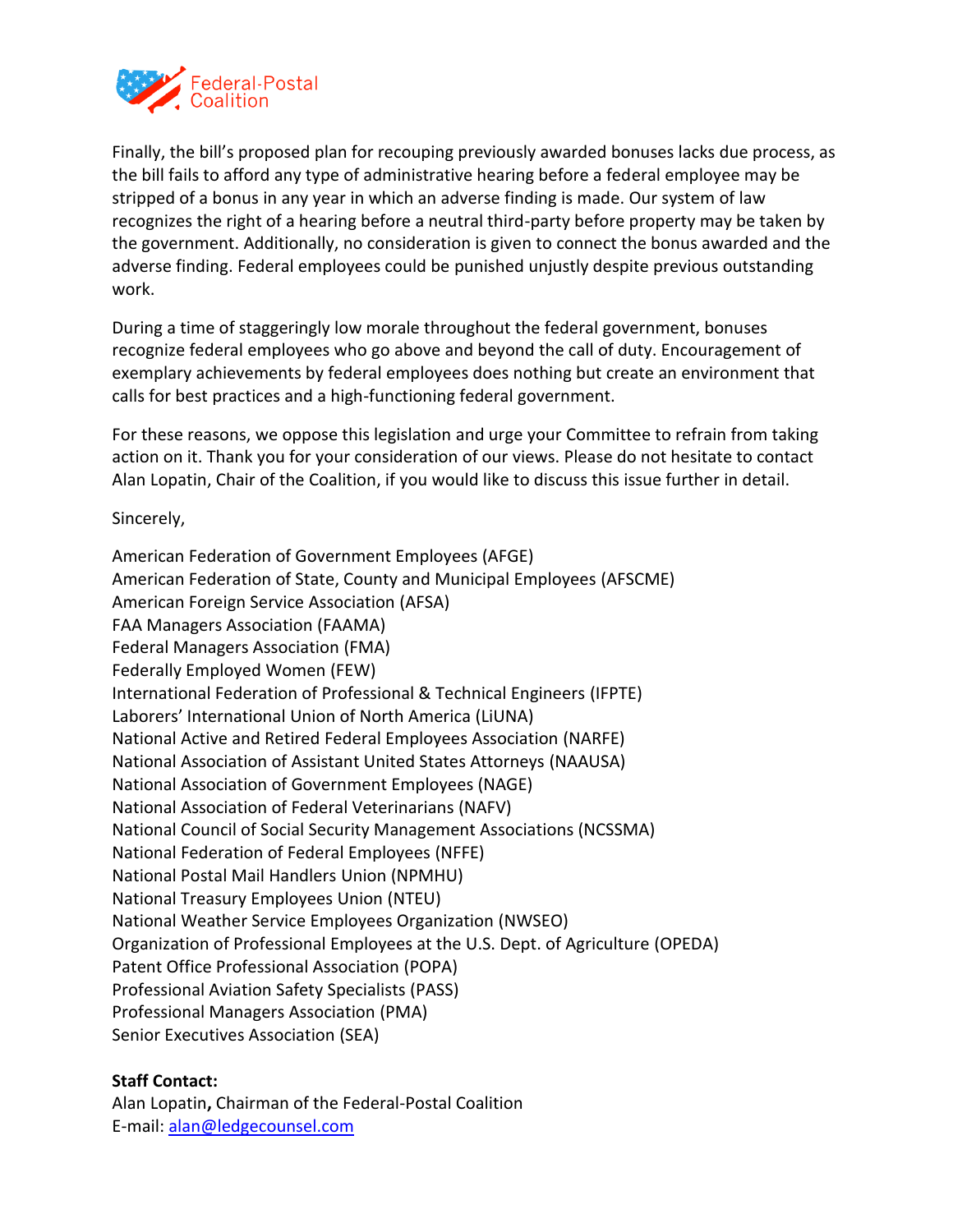Federal-Postal Coalition

Finally, the bill's proposed plan for recouping previously awarded bonuses lacks due process, as the bill fails to afford any type of administrative hearing before a federal employee may be stripped of a bonus in any year in which an adverse finding is made. Our system of law recognizes the right of a hearing before a neutral third-party before property may be taken by the government. Additionally, no consideration is given to connect the bonus awarded and the adverse finding. Federal employees could be punished unjustly despite previous outstanding work.

During a time of staggeringly low morale throughout the federal government, bonuses recognize federal employees who go above and beyond the call of duty. Encouragement of exemplary achievements by federal employees does nothing but create an environment that calls for best practices and a high-functioning federal government.

For these reasons, we oppose this legislation and urge your Committee to refrain from taking action on it. Thank you for your consideration of our views. Please do not hesitate to contact Alan Lopatin, Chair of the Coalition, if you would like to discuss this issue further in detail.

Sincerely,

American Federation of Government Employees (AFGE)
American Federation of State, County and Municipal Employees (AFSCME)
American Foreign Service Association (AFSA)
FAA Managers Association (FAAMA)
Federal Managers Association (FMA)
Federally Employed Women (FEW)
International Federation of Professional & Technical Engineers (IFPTE)
Laborers' International Union of North America (LiUNA)
National Active and Retired Federal Employees Association (NARFE)
National Association of Assistant United States Attorneys (NAAUSA)
National Association of Government Employees (NAGE)
National Association of Federal Veterinarians (NAFV)
National Council of Social Security Management Associations (NCSSMA)
National Federation of Federal Employees (NFFE)
National Postal Mail Handlers Union (NPMHU)
National Treasury Employees Union (NTEU)
National Weather Service Employees Organization (NWSEO)
Organization of Professional Employees at the U.S. Dept. of Agriculture (OPEDA)
Patent Office Professional Association (POPA)
Professional Aviation Safety Specialists (PASS)
Professional Managers Association (PMA)
Senior Executives Association (SEA)

**Staff Contact:**
Alan Lopatin**,** Chairman of the Federal-Postal Coalition
E-mail: alan@ledgecounsel.com